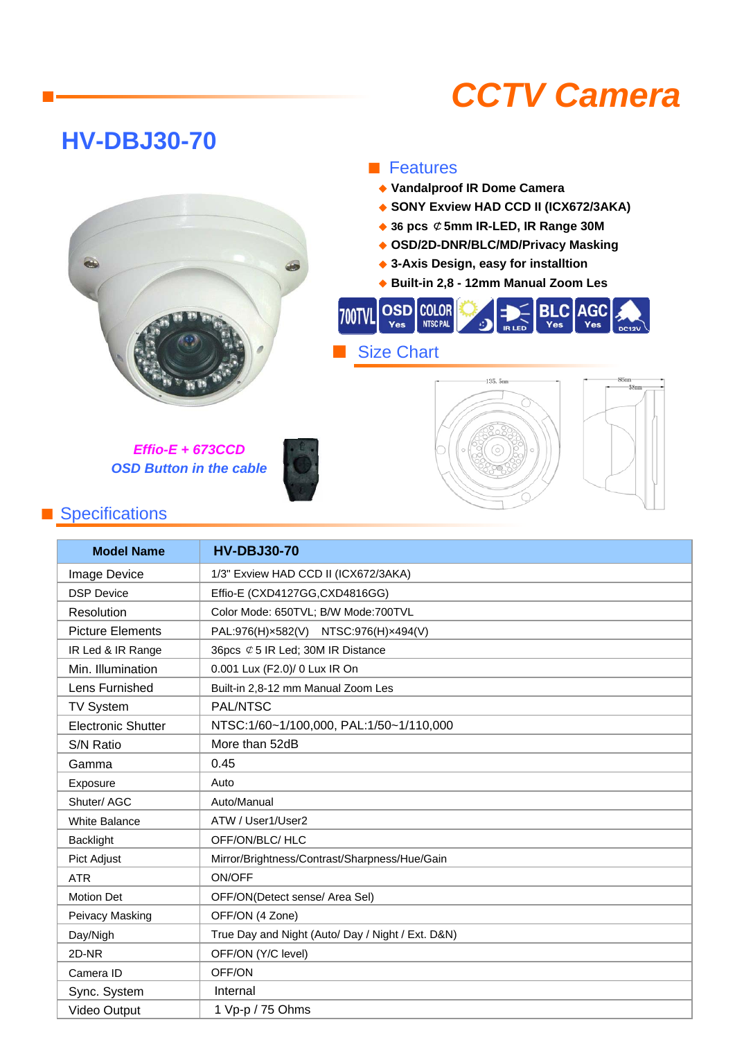# CCTV Camera

## HV-DBJ30-70

### Features

- Vandalproof IR Dome Camera
- SONY Exview HAD CCD II (ICX672/3AKA)
- 36 pcs ⊄5mm IR-LED, IR Range 30M
- OSD/2D-DNR/BLC/MD/Privacy Masking
- 3-Axis Design, easy for installtion
- Built-in 2,8 - 12mm Manual Zoom Les

700TVL | OSD Yes | COLOR NTSC PAL | IR LED | BLC Yes | AGC Yes | DC12V

### Size Chart

135.5mm | 86mm | 58mm

*Effio-E + 673CCD*

*OSD Button in the cable*

### Specifications

| Model Name | HV-DBJ30-70 |
|---|---|
| Image Device | 1/3" Exview HAD CCD II (ICX672/3AKA) |
| DSP Device | Effio-E (CXD4127GG,CXD4816GG) |
| Resolution | Color Mode: 650TVL; B/W Mode:700TVL |
| Picture Elements | PAL:976(H)×582(V) NTSC:976(H)×494(V) |
| IR Led & IR Range | 36pcs ⊄5 IR Led; 30M IR Distance |
| Min. Illumination | 0.001 Lux (F2.0)/ 0 Lux IR On |
| Lens Furnished | Built-in 2,8-12 mm Manual Zoom Les |
| TV System | PAL/NTSC |
| Electronic Shutter | NTSC:1/60~1/100,000, PAL:1/50~1/110,000 |
| S/N Ratio | More than 52dB |
| Gamma | 0.45 |
| Exposure | Auto |
| Shuter/ AGC | Auto/Manual |
| White Balance | ATW / User1/User2 |
| Backlight | OFF/ON/BLC/ HLC |
| Pict Adjust | Mirror/Brightness/Contrast/Sharpness/Hue/Gain |
| ATR | ON/OFF |
| Motion Det | OFF/ON(Detect sense/ Area Sel) |
| Peivacy Masking | OFF/ON (4 Zone) |
| Day/Nigh | True Day and Night (Auto/ Day / Night / Ext. D&N) |
| 2D-NR | OFF/ON (Y/C level) |
| Camera ID | OFF/ON |
| Sync. System | Internal |
| Video Output | 1 Vp-p / 75 Ohms |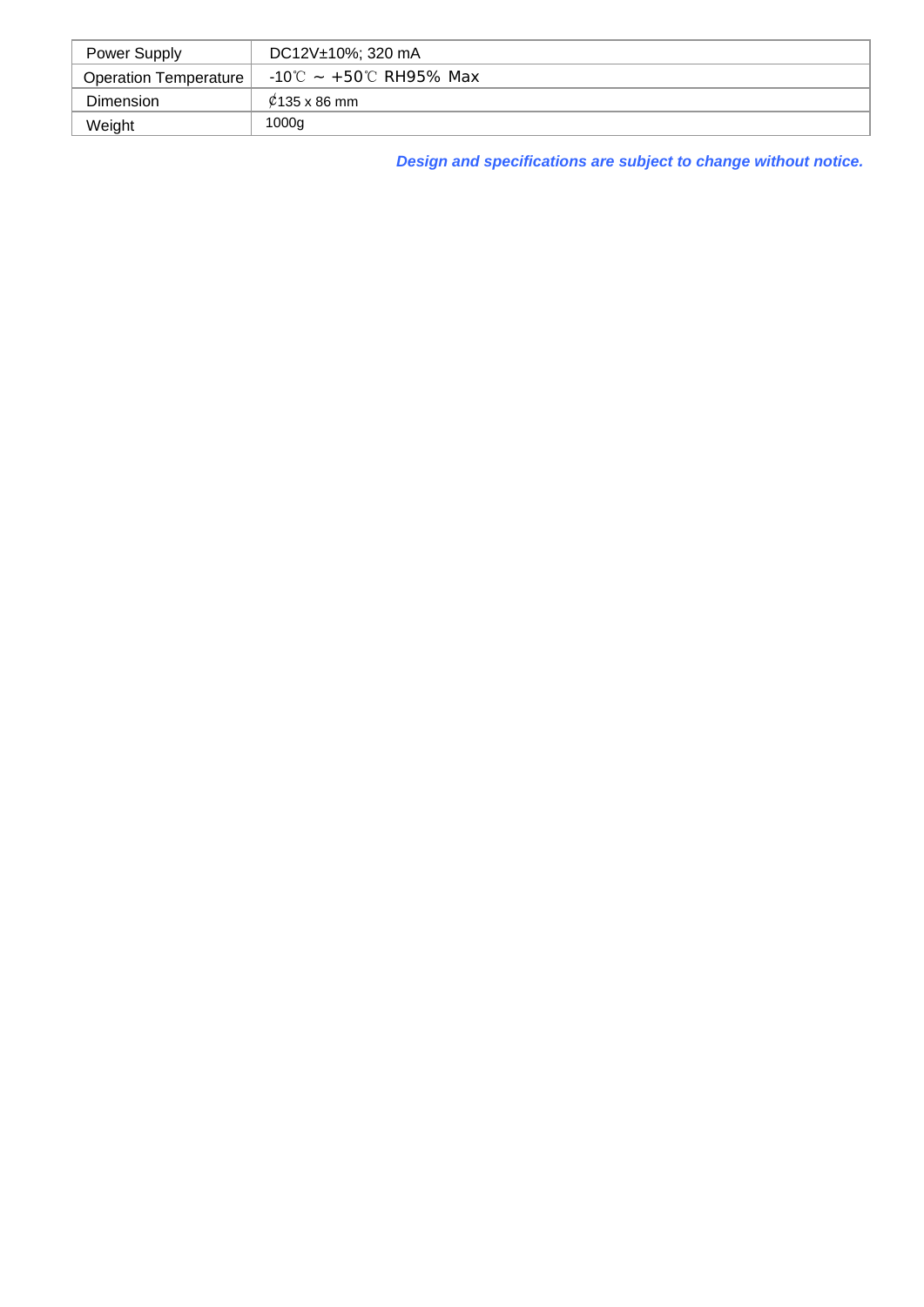| | |
|---|---|
| Power Supply | DC12V±10%; 320 mA |
| Operation Temperature | -10℃ ~ +50℃ RH95% Max |
| Dimension | ¢135 x 86 mm |
| Weight | 1000g |

***Design and specifications are subject to change without notice.***